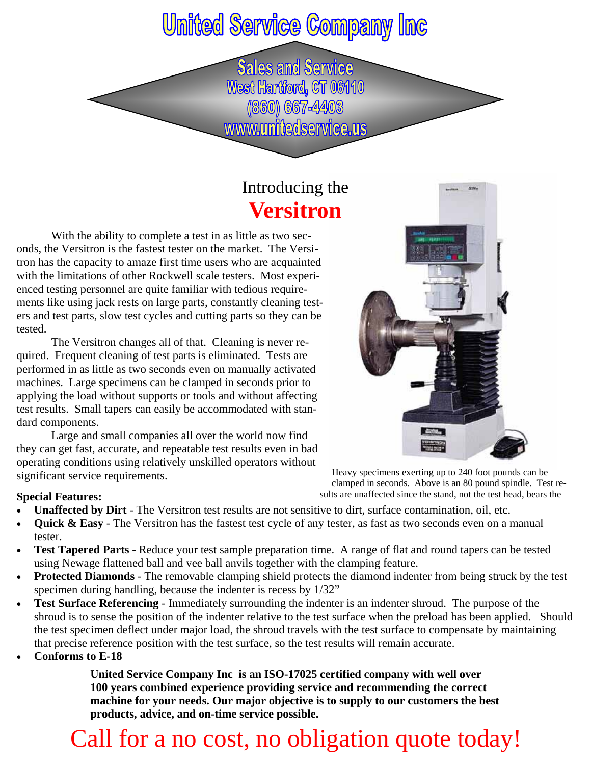# United Service Company Inc

**Sales and Service**
**West Hartford, CT 06110**
**(860) 667-4403**
**www.unitedservice.us**

## Introducing the **Versitron**

With the ability to complete a test in as little as two seconds, the Versitron is the fastest tester on the market. The Versitron has the capacity to amaze first time users who are acquainted with the limitations of other Rockwell scale testers. Most experienced testing personnel are quite familiar with tedious requirements like using jack rests on large parts, constantly cleaning testers and test parts, slow test cycles and cutting parts so they can be tested.

The Versitron changes all of that. Cleaning is never required. Frequent cleaning of test parts is eliminated. Tests are performed in as little as two seconds even on manually activated machines. Large specimens can be clamped in seconds prior to applying the load without supports or tools and without affecting test results. Small tapers can easily be accommodated with standard components.

Large and small companies all over the world now find they can get fast, accurate, and repeatable test results even in bad operating conditions using relatively unskilled operators without significant service requirements.

Heavy specimens exerting up to 240 foot pounds can be clamped in seconds. Above is an 80 pound spindle. Test results are unaffected since the stand, not the test head, bears the

**Special Features:**

- **Unaffected by Dirt** - The Versitron test results are not sensitive to dirt, surface contamination, oil, etc.
- **Quick & Easy** - The Versitron has the fastest test cycle of any tester, as fast as two seconds even on a manual tester.
- **Test Tapered Parts** - Reduce your test sample preparation time. A range of flat and round tapers can be tested using Newage flattened ball and vee ball anvils together with the clamping feature.
- **Protected Diamonds** - The removable clamping shield protects the diamond indenter from being struck by the test specimen during handling, because the indenter is recess by 1/32"
- **Test Surface Referencing** - Immediately surrounding the indenter is an indenter shroud. The purpose of the shroud is to sense the position of the indenter relative to the test surface when the preload has been applied. Should the test specimen deflect under major load, the shroud travels with the test surface to compensate by maintaining that precise reference position with the test surface, so the test results will remain accurate.
- **Conforms to E-18**

**United Service Company Inc is an ISO-17025 certified company with well over 100 years combined experience providing service and recommending the correct machine for your needs. Our major objective is to supply to our customers the best products, advice, and on-time service possible.**

Call for a no cost, no obligation quote today!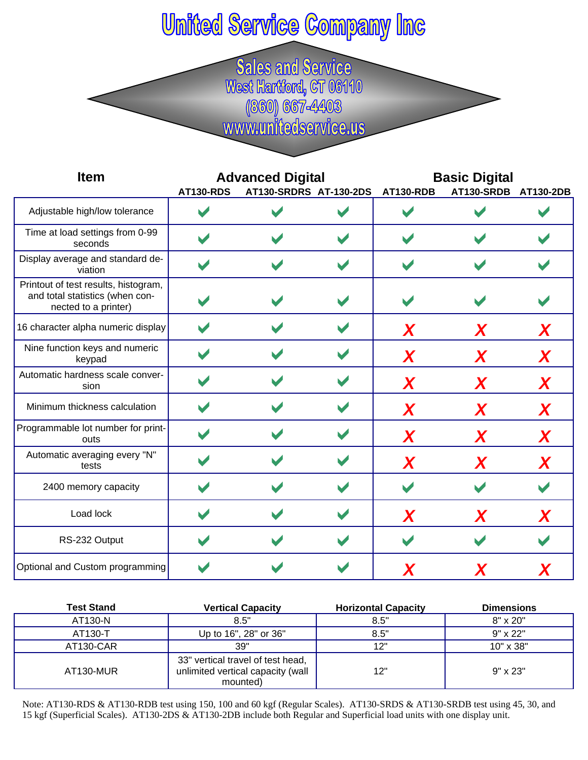# United Service Company Inc

**Sales and Service**
**West Hartford, CT 06110**
**(860) 667-4403**
**www.unitedservice.us**

| Item | Advanced Digital | | | Basic Digital | | |
|---|---|---|---|---|---|---|
| | AT130-RDS | AT130-SRDRS | AT-130-2DS | AT130-RDB | AT130-SRDB | AT130-2DB |
| Adjustable high/low tolerance | ✓ | ✓ | ✓ | ✓ | ✓ | ✓ |
| Time at load settings from 0-99 seconds | ✓ | ✓ | ✓ | ✓ | ✓ | ✓ |
| Display average and standard deviation | ✓ | ✓ | ✓ | ✓ | ✓ | ✓ |
| Printout of test results, histogram, and total statistics (when connected to a printer) | ✓ | ✓ | ✓ | ✓ | ✓ | ✓ |
| 16 character alpha numeric display | ✓ | ✓ | ✓ | X | X | X |
| Nine function keys and numeric keypad | ✓ | ✓ | ✓ | X | X | X |
| Automatic hardness scale conversion | ✓ | ✓ | ✓ | X | X | X |
| Minimum thickness calculation | ✓ | ✓ | ✓ | X | X | X |
| Programmable lot number for printouts | ✓ | ✓ | ✓ | X | X | X |
| Automatic averaging every "N" tests | ✓ | ✓ | ✓ | X | X | X |
| 2400 memory capacity | ✓ | ✓ | ✓ | ✓ | ✓ | ✓ |
| Load lock | ✓ | ✓ | ✓ | X | X | X |
| RS-232 Output | ✓ | ✓ | ✓ | ✓ | ✓ | ✓ |
| Optional and Custom programming | ✓ | ✓ | ✓ | X | X | X |

| Test Stand | Vertical Capacity | Horizontal Capacity | Dimensions |
|---|---|---|---|
| AT130-N | 8.5" | 8.5" | 8" x 20" |
| AT130-T | Up to 16", 28" or 36" | 8.5" | 9" x 22" |
| AT130-CAR | 39" | 12" | 10" x 38" |
| AT130-MUR | 33" vertical travel of test head, unlimited vertical capacity (wall mounted) | 12" | 9" x 23" |

Note: AT130-RDS & AT130-RDB test using 150, 100 and 60 kgf (Regular Scales). AT130-SRDS & AT130-SRDB test using 45, 30, and 15 kgf (Superficial Scales). AT130-2DS & AT130-2DB include both Regular and Superficial load units with one display unit.